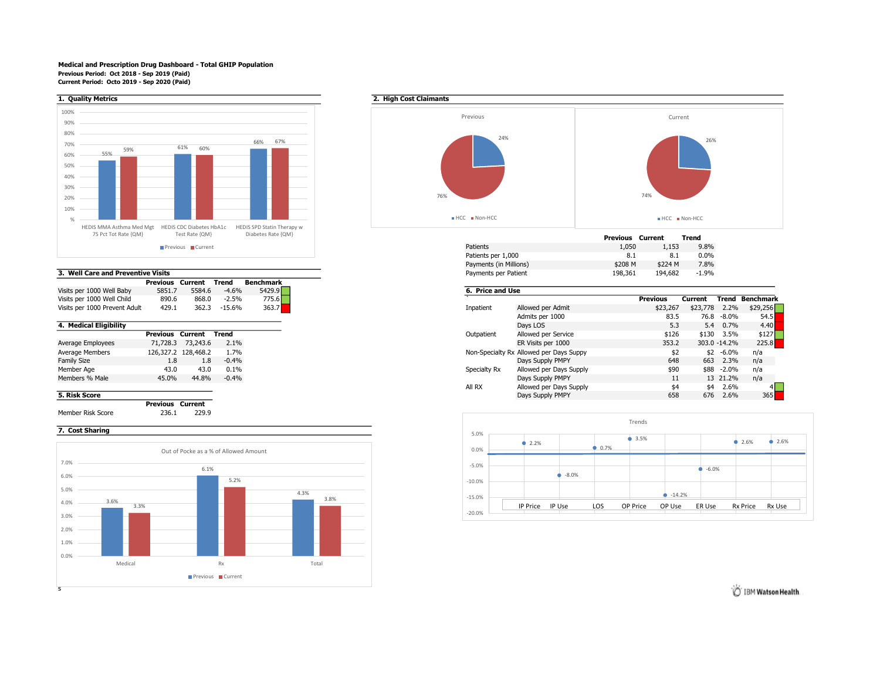# Medical and Prescription Drug Dashboard - Total GHIP Population

**Previous Period: Oct 2018 - Sep 2019 (Paid)**
**Current Period: Octo 2019 - Sep 2020 (Paid)**

## 1. Quality Metrics

| Measure | Previous | Current |
|---|---|---|
| HEDIS MMA Asthma Med Mgt 75 Pct Tot Rate (QM) | 55% | 59% |
| HEDIS CDC Diabetes HbA1c Test Rate (QM) | 61% | 60% |
| HEDIS SPD Statin Therapy w Diabetes Rate (QM) | 66% | 67% |

## 2. High Cost Claimants

| | HCC | Non-HCC |
|---|---|---|
| Previous | 24% | 76% |
| Current | 26% | 74% |

| | Previous | Current | Trend |
|---|---|---|---|
| Patients | 1,050 | 1,153 | 9.8% |
| Patients per 1,000 | 8.1 | 8.1 | 0.0% |
| Payments (in Millions) | $208 M | $224 M | 7.8% |
| Payments per Patient | 198,361 | 194,682 | -1.9% |

## 3. Well Care and Preventive Visits

| | Previous | Current | Trend | Benchmark |
|---|---|---|---|---|
| Visits per 1000 Well Baby | 5851.7 | 5584.6 | -4.6% | 5429.9 |
| Visits per 1000 Well Child | 890.6 | 868.0 | -2.5% | 775.6 |
| Visits per 1000 Prevent Adult | 429.1 | 362.3 | -15.6% | 363.7 |

## 4. Medical Eligibility

| | Previous | Current | Trend |
|---|---|---|---|
| Average Employees | 71,728.3 | 73,243.6 | 2.1% |
| Average Members | 126,327.2 | 128,468.2 | 1.7% |
| Family Size | 1.8 | 1.8 | -0.4% |
| Member Age | 43.0 | 43.0 | 0.1% |
| Members % Male | 45.0% | 44.8% | -0.4% |

## 5. Risk Score

| | Previous | Current |
|---|---|---|
| Member Risk Score | 236.1 | 229.9 |

## 6. Price and Use

| | | Previous | Current | Trend | Benchmark |
|---|---|---|---|---|---|
| Inpatient | Allowed per Admit | $23,267 | $23,778 | 2.2% | $29,256 |
| | Admits per 1000 | 83.5 | 76.8 | -8.0% | 54.5 |
| | Days LOS | 5.3 | 5.4 | 0.7% | 4.40 |
| Outpatient | Allowed per Service | $126 | $130 | 3.5% | $127 |
| | ER Visits per 1000 | 353.2 | 303.0 | -14.2% | 225.8 |
| Non-Specialty Rx | Allowed per Days Suppy | $2 | $2 | -6.0% | n/a |
| | Days Supply PMPY | 648 | 663 | 2.3% | n/a |
| Specialty Rx | Allowed per Days Supply | $90 | $88 | -2.0% | n/a |
| | Days Supply PMPY | 11 | 13 | 21.2% | n/a |
| All RX | Allowed per Days Supply | $4 | $4 | 2.6% | 4 |
| | Days Supply PMPY | 658 | 676 | 2.6% | 365 |

### Trends

| IP Price | IP Use | LOS | OP Price | OP Use | ER Use | Rx Price | Rx Use |
|---|---|---|---|---|---|---|---|
| 2.2% | -8.0% | 0.7% | 3.5% | -14.2% | -6.0% | 2.6% | 2.6% |

## 7. Cost Sharing

Out of Pocke as a % of Allowed Amount

| | Previous | Current |
|---|---|---|
| Medical | 3.6% | 3.3% |
| Rx | 6.1% | 5.2% |
| Total | 4.3% | 3.8% |

s

IBM Watson Health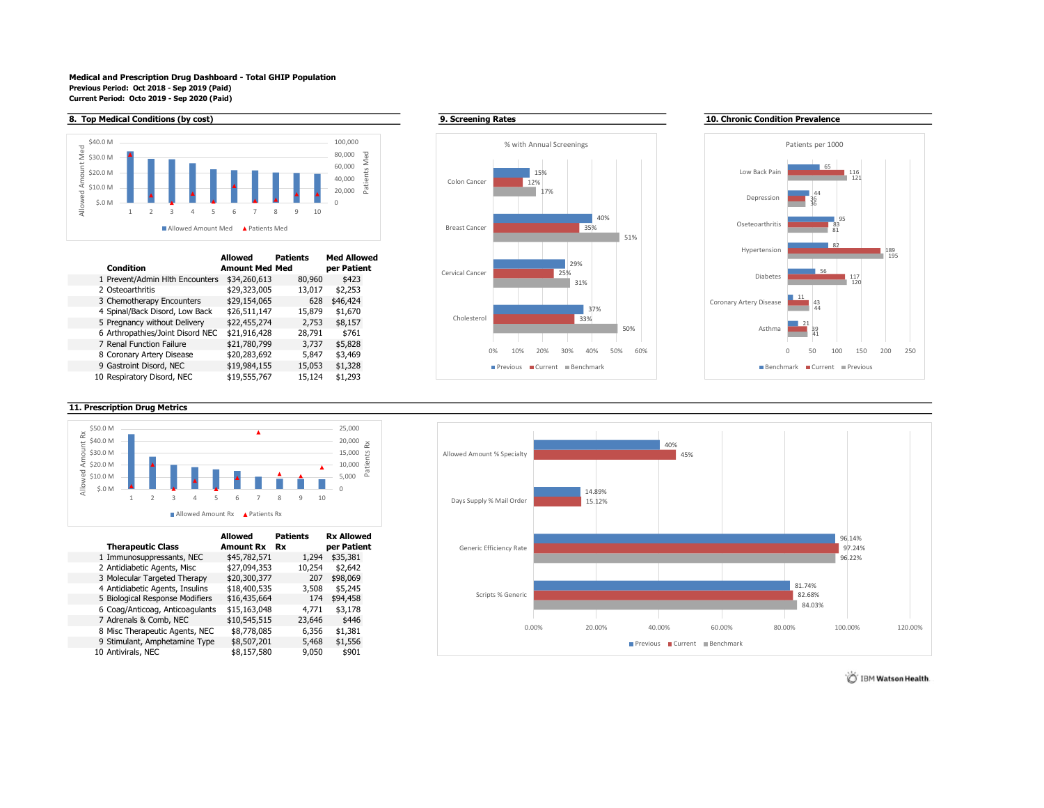**Medical and Prescription Drug Dashboard - Total GHIP Population**
**Previous Period: Oct 2018 - Sep 2019 (Paid)**
**Current Period: Octo 2019 - Sep 2020 (Paid)**

## 8. Top Medical Conditions (by cost)

$40.0 M
$30.0 M
$20.0 M
$10.0 M
$.0 M
Allowed Amount Med
100,000
80,000
60,000
40,000
20,000
0
Patients Med
1 2 3 4 5 6 7 8 9 10
Allowed Amount Med
Patients Med

| | Condition | Allowed Amount Med | Patients Med | Med Allowed per Patient |
|---|---|---|---|---|
| 1 | Prevent/Admin Hlth Encounters | $34,260,613 | 80,960 | $423 |
| 2 | Osteoarthritis | $29,323,005 | 13,017 | $2,253 |
| 3 | Chemotherapy Encounters | $29,154,065 | 628 | $46,424 |
| 4 | Spinal/Back Disord, Low Back | $26,511,147 | 15,879 | $1,670 |
| 5 | Pregnancy without Delivery | $22,455,274 | 2,753 | $8,157 |
| 6 | Arthropathies/Joint Disord NEC | $21,916,428 | 28,791 | $761 |
| 7 | Renal Function Failure | $21,780,799 | 3,737 | $5,828 |
| 8 | Coronary Artery Disease | $20,283,692 | 5,847 | $3,469 |
| 9 | Gastroint Disord, NEC | $19,984,155 | 15,053 | $1,328 |
| 10 | Respiratory Disord, NEC | $19,555,767 | 15,124 | $1,293 |

## 9. Screening Rates

% with Annual Screenings

Colon Cancer
15%
12%
17%

Breast Cancer
40%
35%
51%

Cervical Cancer
29%
25%
31%

Cholesterol
37%
33%
50%

0% 10% 20% 30% 40% 50% 60%
Previous
Current
Benchmark

## 10. Chronic Condition Prevalence

Patients per 1000

Low Back Pain
65
116
121

Depression
44
36
36

Oseteoarthritis
95
83
81

Hypertension
82
189
195

Diabetes
56
117
120

Coronary Artery Disease
11
43
44

Asthma
21
39
41

0 50 100 150 200 250
Benchmark
Current
Previous

## 11. Prescription Drug Metrics

$50.0 M
$40.0 M
$30.0 M
$20.0 M
$10.0 M
$.0 M
Allowed Amount Rx
25,000
20,000
15,000
10,000
5,000
0
Patients Rx
1 2 3 4 5 6 7 8 9 10
Allowed Amount Rx
Patients Rx

| | Therapeutic Class | Allowed Amount Rx | Patients Rx | Rx Allowed per Patient |
|---|---|---|---|---|
| 1 | Immunosuppressants, NEC | $45,782,571 | 1,294 | $35,381 |
| 2 | Antidiabetic Agents, Misc | $27,094,353 | 10,254 | $2,642 |
| 3 | Molecular Targeted Therapy | $20,300,377 | 207 | $98,069 |
| 4 | Antidiabetic Agents, Insulins | $18,400,535 | 3,508 | $5,245 |
| 5 | Biological Response Modifiers | $16,435,664 | 174 | $94,458 |
| 6 | Coag/Anticoag, Anticoagulants | $15,163,048 | 4,771 | $3,178 |
| 7 | Adrenals & Comb, NEC | $10,545,515 | 23,646 | $446 |
| 8 | Misc Therapeutic Agents, NEC | $8,778,085 | 6,356 | $1,381 |
| 9 | Stimulant, Amphetamine Type | $8,507,201 | 5,468 | $1,556 |
| 10 | Antivirals, NEC | $8,157,580 | 9,050 | $901 |

Allowed Amount % Specialty
40%
45%

Days Supply % Mail Order
14.89%
15.12%

Generic Efficiency Rate
96.14%
97.24%
96.22%

Scripts % Generic
81.74%
82.68%
84.03%

0.00% 20.00% 40.00% 60.00% 80.00% 100.00% 120.00%
Previous
Current
Benchmark

IBM Watson Health